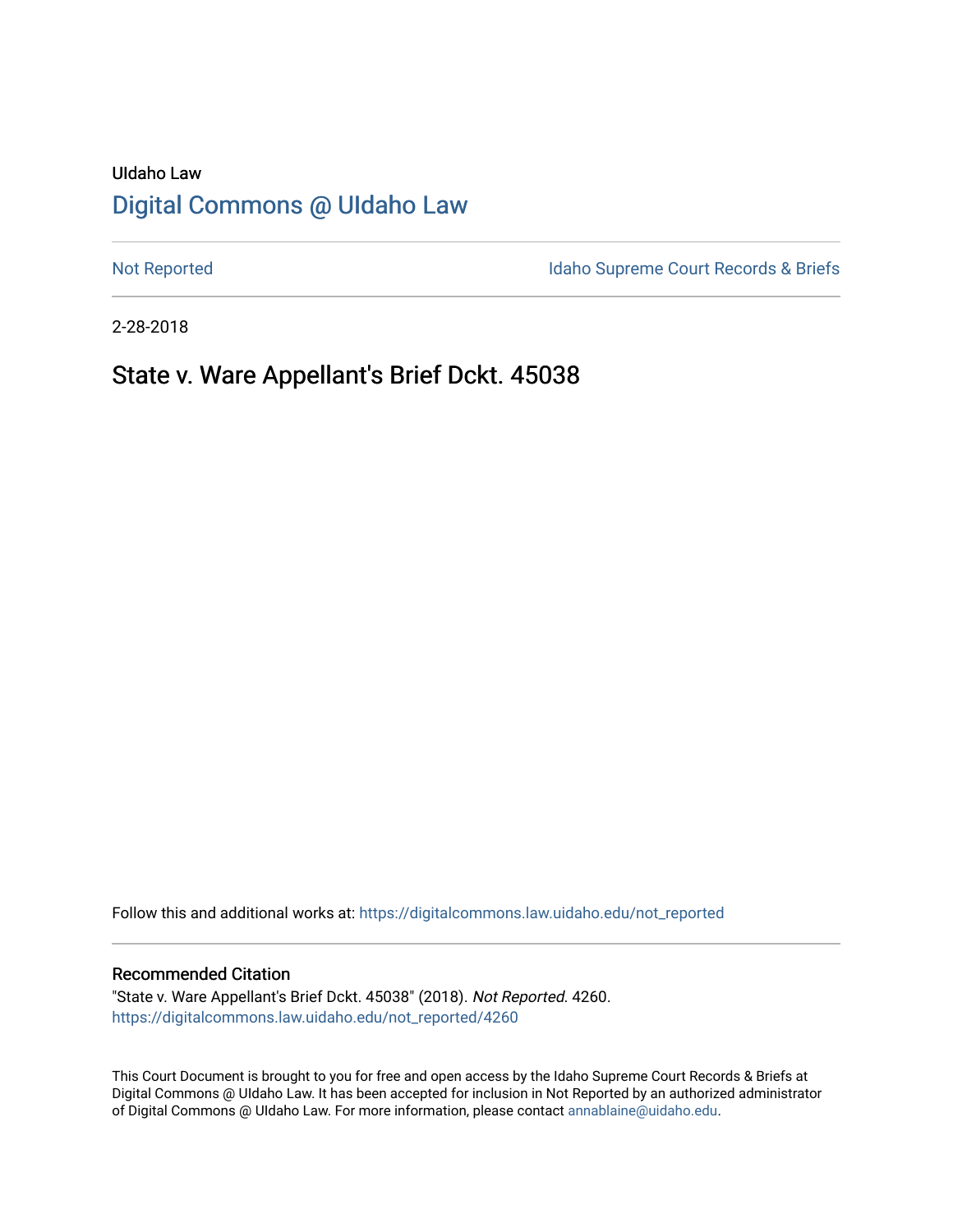UIdaho Law

# Digital Commons @ UIdaho Law

Not Reported

Idaho Supreme Court Records & Briefs

2-28-2018

## State v. Ware Appellant's Brief Dckt. 45038

Follow this and additional works at: https://digitalcommons.law.uidaho.edu/not_reported

### Recommended Citation

"State v. Ware Appellant's Brief Dckt. 45038" (2018). *Not Reported*. 4260.
https://digitalcommons.law.uidaho.edu/not_reported/4260

This Court Document is brought to you for free and open access by the Idaho Supreme Court Records & Briefs at Digital Commons @ UIdaho Law. It has been accepted for inclusion in Not Reported by an authorized administrator of Digital Commons @ UIdaho Law. For more information, please contact annablaine@uidaho.edu.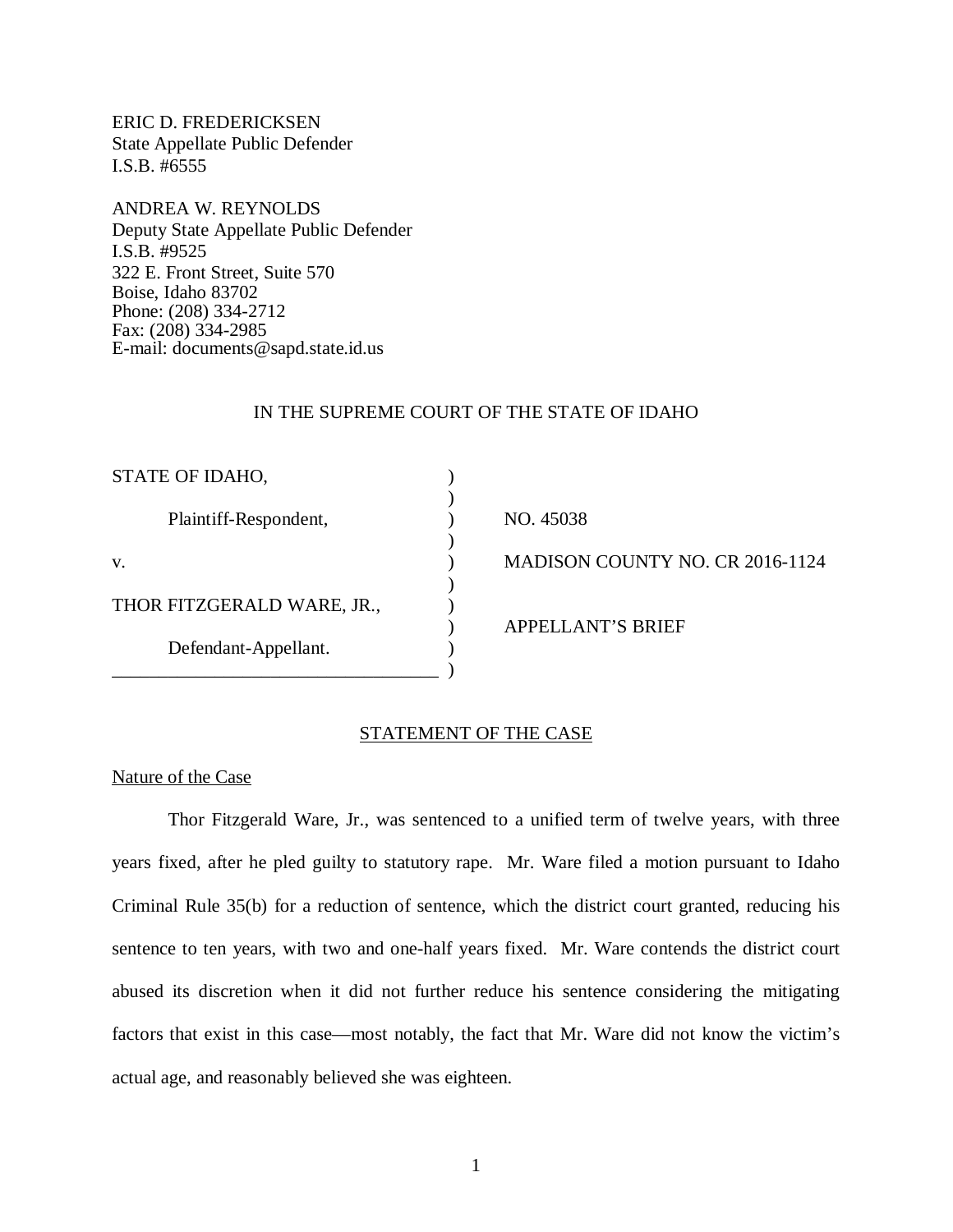ERIC D. FREDERICKSEN
State Appellate Public Defender
I.S.B. #6555

ANDREA W. REYNOLDS
Deputy State Appellate Public Defender
I.S.B. #9525
322 E. Front Street, Suite 570
Boise, Idaho 83702
Phone: (208) 334-2712
Fax: (208) 334-2985
E-mail: documents@sapd.state.id.us

IN THE SUPREME COURT OF THE STATE OF IDAHO

| | | |
|---|---|---|
| STATE OF IDAHO, | ) | |
| Plaintiff-Respondent, | ) | NO. 45038 |
| v. | ) | MADISON COUNTY NO. CR 2016-1124 |
| THOR FITZGERALD WARE, JR., | ) | |
| Defendant-Appellant. | ) | APPELLANT'S BRIEF |

## STATEMENT OF THE CASE

### Nature of the Case

Thor Fitzgerald Ware, Jr., was sentenced to a unified term of twelve years, with three years fixed, after he pled guilty to statutory rape. Mr. Ware filed a motion pursuant to Idaho Criminal Rule 35(b) for a reduction of sentence, which the district court granted, reducing his sentence to ten years, with two and one-half years fixed. Mr. Ware contends the district court abused its discretion when it did not further reduce his sentence considering the mitigating factors that exist in this case—most notably, the fact that Mr. Ware did not know the victim's actual age, and reasonably believed she was eighteen.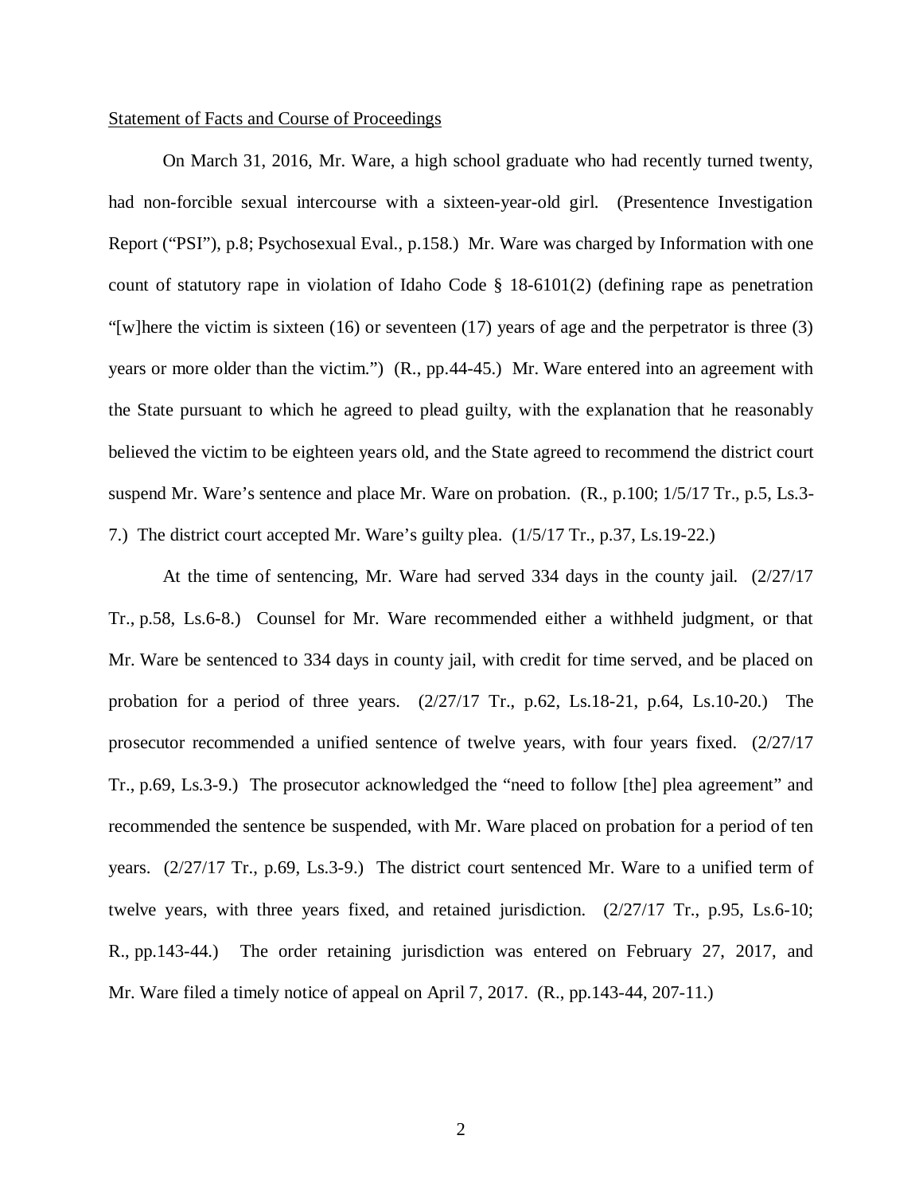Statement of Facts and Course of Proceedings

On March 31, 2016, Mr. Ware, a high school graduate who had recently turned twenty, had non-forcible sexual intercourse with a sixteen-year-old girl. (Presentence Investigation Report ("PSI"), p.8; Psychosexual Eval., p.158.) Mr. Ware was charged by Information with one count of statutory rape in violation of Idaho Code § 18-6101(2) (defining rape as penetration "[w]here the victim is sixteen (16) or seventeen (17) years of age and the perpetrator is three (3) years or more older than the victim.") (R., pp.44-45.) Mr. Ware entered into an agreement with the State pursuant to which he agreed to plead guilty, with the explanation that he reasonably believed the victim to be eighteen years old, and the State agreed to recommend the district court suspend Mr. Ware's sentence and place Mr. Ware on probation. (R., p.100; 1/5/17 Tr., p.5, Ls.3-7.) The district court accepted Mr. Ware's guilty plea. (1/5/17 Tr., p.37, Ls.19-22.)

At the time of sentencing, Mr. Ware had served 334 days in the county jail. (2/27/17 Tr., p.58, Ls.6-8.) Counsel for Mr. Ware recommended either a withheld judgment, or that Mr. Ware be sentenced to 334 days in county jail, with credit for time served, and be placed on probation for a period of three years. (2/27/17 Tr., p.62, Ls.18-21, p.64, Ls.10-20.) The prosecutor recommended a unified sentence of twelve years, with four years fixed. (2/27/17 Tr., p.69, Ls.3-9.) The prosecutor acknowledged the "need to follow [the] plea agreement" and recommended the sentence be suspended, with Mr. Ware placed on probation for a period of ten years. (2/27/17 Tr., p.69, Ls.3-9.) The district court sentenced Mr. Ware to a unified term of twelve years, with three years fixed, and retained jurisdiction. (2/27/17 Tr., p.95, Ls.6-10; R., pp.143-44.) The order retaining jurisdiction was entered on February 27, 2017, and Mr. Ware filed a timely notice of appeal on April 7, 2017. (R., pp.143-44, 207-11.)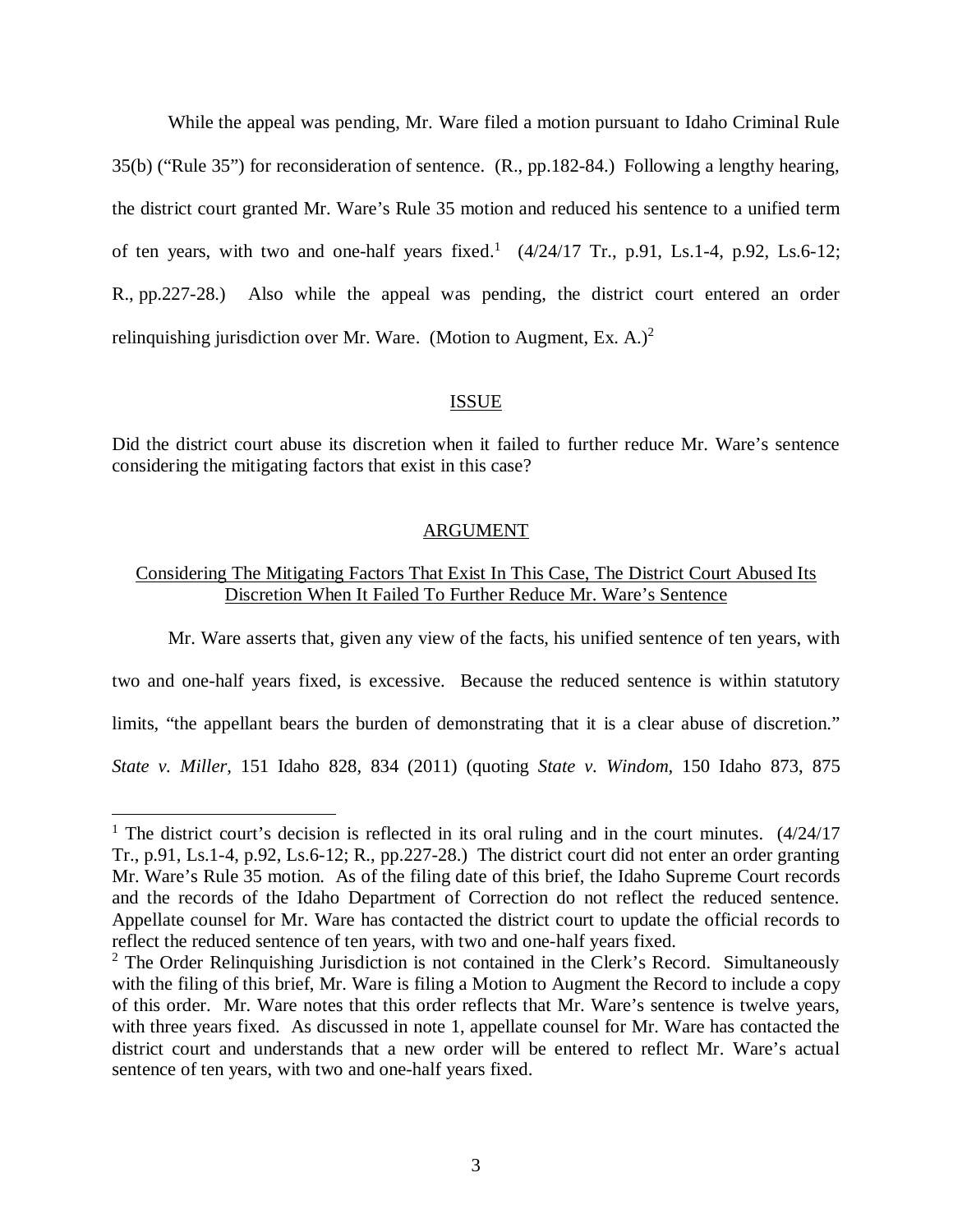While the appeal was pending, Mr. Ware filed a motion pursuant to Idaho Criminal Rule 35(b) ("Rule 35") for reconsideration of sentence. (R., pp.182-84.) Following a lengthy hearing, the district court granted Mr. Ware's Rule 35 motion and reduced his sentence to a unified term of ten years, with two and one-half years fixed.[1] (4/24/17 Tr., p.91, Ls.1-4, p.92, Ls.6-12; R., pp.227-28.) Also while the appeal was pending, the district court entered an order relinquishing jurisdiction over Mr. Ware. (Motion to Augment, Ex. A.)[2]

## ISSUE

Did the district court abuse its discretion when it failed to further reduce Mr. Ware's sentence considering the mitigating factors that exist in this case?

## ARGUMENT

### Considering The Mitigating Factors That Exist In This Case, The District Court Abused Its Discretion When It Failed To Further Reduce Mr. Ware's Sentence

Mr. Ware asserts that, given any view of the facts, his unified sentence of ten years, with two and one-half years fixed, is excessive. Because the reduced sentence is within statutory limits, "the appellant bears the burden of demonstrating that it is a clear abuse of discretion." *State v. Miller*, 151 Idaho 828, 834 (2011) (quoting *State v. Windom*, 150 Idaho 873, 875

---

[1] The district court's decision is reflected in its oral ruling and in the court minutes. (4/24/17 Tr., p.91, Ls.1-4, p.92, Ls.6-12; R., pp.227-28.) The district court did not enter an order granting Mr. Ware's Rule 35 motion. As of the filing date of this brief, the Idaho Supreme Court records and the records of the Idaho Department of Correction do not reflect the reduced sentence. Appellate counsel for Mr. Ware has contacted the district court to update the official records to reflect the reduced sentence of ten years, with two and one-half years fixed.

[2] The Order Relinquishing Jurisdiction is not contained in the Clerk's Record. Simultaneously with the filing of this brief, Mr. Ware is filing a Motion to Augment the Record to include a copy of this order. Mr. Ware notes that this order reflects that Mr. Ware's sentence is twelve years, with three years fixed. As discussed in note 1, appellate counsel for Mr. Ware has contacted the district court and understands that a new order will be entered to reflect Mr. Ware's actual sentence of ten years, with two and one-half years fixed.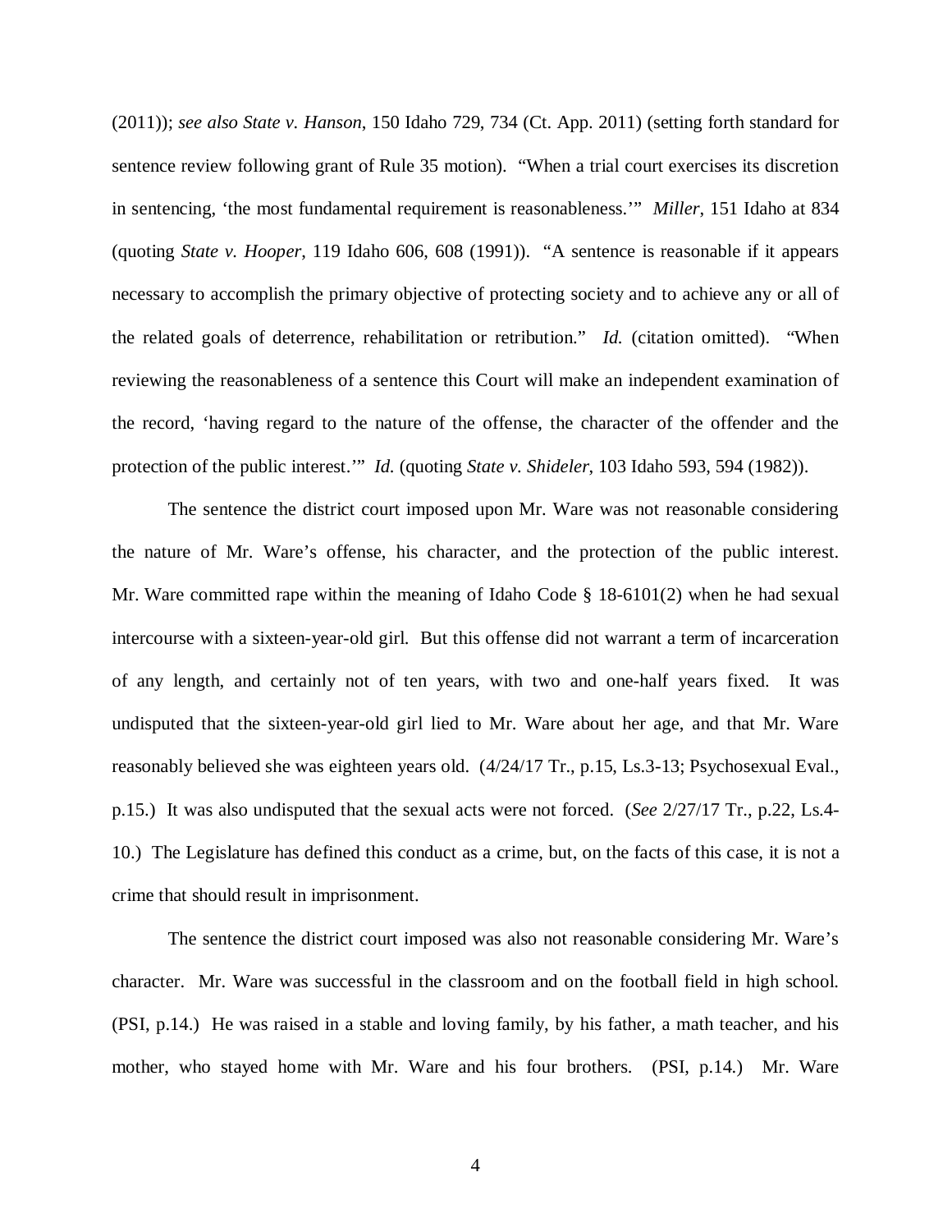(2011)); *see also State v. Hanson*, 150 Idaho 729, 734 (Ct. App. 2011) (setting forth standard for sentence review following grant of Rule 35 motion). "When a trial court exercises its discretion in sentencing, 'the most fundamental requirement is reasonableness.'" *Miller*, 151 Idaho at 834 (quoting *State v. Hooper*, 119 Idaho 606, 608 (1991)). "A sentence is reasonable if it appears necessary to accomplish the primary objective of protecting society and to achieve any or all of the related goals of deterrence, rehabilitation or retribution." *Id.* (citation omitted). "When reviewing the reasonableness of a sentence this Court will make an independent examination of the record, 'having regard to the nature of the offense, the character of the offender and the protection of the public interest.'" *Id.* (quoting *State v. Shideler*, 103 Idaho 593, 594 (1982)).

The sentence the district court imposed upon Mr. Ware was not reasonable considering the nature of Mr. Ware's offense, his character, and the protection of the public interest. Mr. Ware committed rape within the meaning of Idaho Code § 18-6101(2) when he had sexual intercourse with a sixteen-year-old girl. But this offense did not warrant a term of incarceration of any length, and certainly not of ten years, with two and one-half years fixed. It was undisputed that the sixteen-year-old girl lied to Mr. Ware about her age, and that Mr. Ware reasonably believed she was eighteen years old. (4/24/17 Tr., p.15, Ls.3-13; Psychosexual Eval., p.15.) It was also undisputed that the sexual acts were not forced. (*See* 2/27/17 Tr., p.22, Ls.4-10.) The Legislature has defined this conduct as a crime, but, on the facts of this case, it is not a crime that should result in imprisonment.

The sentence the district court imposed was also not reasonable considering Mr. Ware's character. Mr. Ware was successful in the classroom and on the football field in high school. (PSI, p.14.) He was raised in a stable and loving family, by his father, a math teacher, and his mother, who stayed home with Mr. Ware and his four brothers. (PSI, p.14.) Mr. Ware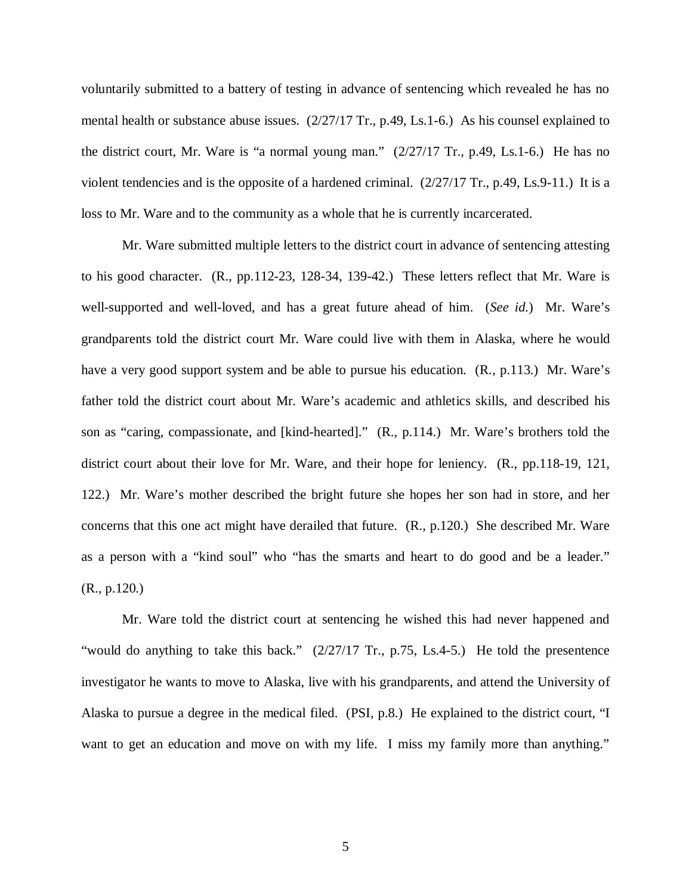voluntarily submitted to a battery of testing in advance of sentencing which revealed he has no mental health or substance abuse issues. (2/27/17 Tr., p.49, Ls.1-6.) As his counsel explained to the district court, Mr. Ware is "a normal young man." (2/27/17 Tr., p.49, Ls.1-6.) He has no violent tendencies and is the opposite of a hardened criminal. (2/27/17 Tr., p.49, Ls.9-11.) It is a loss to Mr. Ware and to the community as a whole that he is currently incarcerated.

Mr. Ware submitted multiple letters to the district court in advance of sentencing attesting to his good character. (R., pp.112-23, 128-34, 139-42.) These letters reflect that Mr. Ware is well-supported and well-loved, and has a great future ahead of him. (*See id.*) Mr. Ware's grandparents told the district court Mr. Ware could live with them in Alaska, where he would have a very good support system and be able to pursue his education. (R., p.113.) Mr. Ware's father told the district court about Mr. Ware's academic and athletics skills, and described his son as "caring, compassionate, and [kind-hearted]." (R., p.114.) Mr. Ware's brothers told the district court about their love for Mr. Ware, and their hope for leniency. (R., pp.118-19, 121, 122.) Mr. Ware's mother described the bright future she hopes her son had in store, and her concerns that this one act might have derailed that future. (R., p.120.) She described Mr. Ware as a person with a "kind soul" who "has the smarts and heart to do good and be a leader." (R., p.120.)

Mr. Ware told the district court at sentencing he wished this had never happened and "would do anything to take this back." (2/27/17 Tr., p.75, Ls.4-5.) He told the presentence investigator he wants to move to Alaska, live with his grandparents, and attend the University of Alaska to pursue a degree in the medical filed. (PSI, p.8.) He explained to the district court, "I want to get an education and move on with my life. I miss my family more than anything."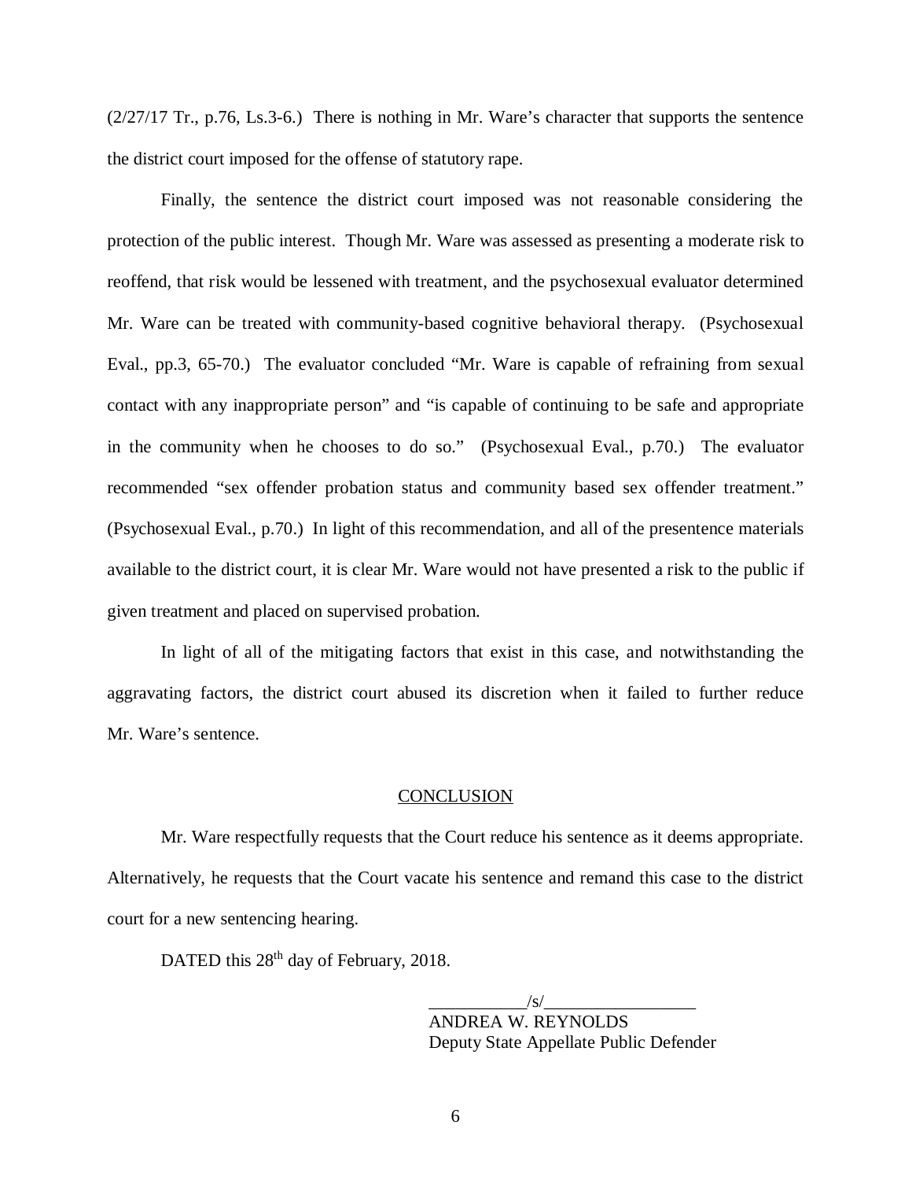(2/27/17 Tr., p.76, Ls.3-6.) There is nothing in Mr. Ware's character that supports the sentence the district court imposed for the offense of statutory rape.

Finally, the sentence the district court imposed was not reasonable considering the protection of the public interest. Though Mr. Ware was assessed as presenting a moderate risk to reoffend, that risk would be lessened with treatment, and the psychosexual evaluator determined Mr. Ware can be treated with community-based cognitive behavioral therapy. (Psychosexual Eval., pp.3, 65-70.) The evaluator concluded "Mr. Ware is capable of refraining from sexual contact with any inappropriate person" and "is capable of continuing to be safe and appropriate in the community when he chooses to do so." (Psychosexual Eval., p.70.) The evaluator recommended "sex offender probation status and community based sex offender treatment." (Psychosexual Eval., p.70.) In light of this recommendation, and all of the presentence materials available to the district court, it is clear Mr. Ware would not have presented a risk to the public if given treatment and placed on supervised probation.

In light of all of the mitigating factors that exist in this case, and notwithstanding the aggravating factors, the district court abused its discretion when it failed to further reduce Mr. Ware's sentence.

## CONCLUSION

Mr. Ware respectfully requests that the Court reduce his sentence as it deems appropriate. Alternatively, he requests that the Court vacate his sentence and remand this case to the district court for a new sentencing hearing.

DATED this 28th day of February, 2018.

\_\_\_\_\_\_\_\_\_\_\_/s/\_\_\_\_\_\_\_\_\_\_\_\_\_\_\_\_\_
ANDREA W. REYNOLDS
Deputy State Appellate Public Defender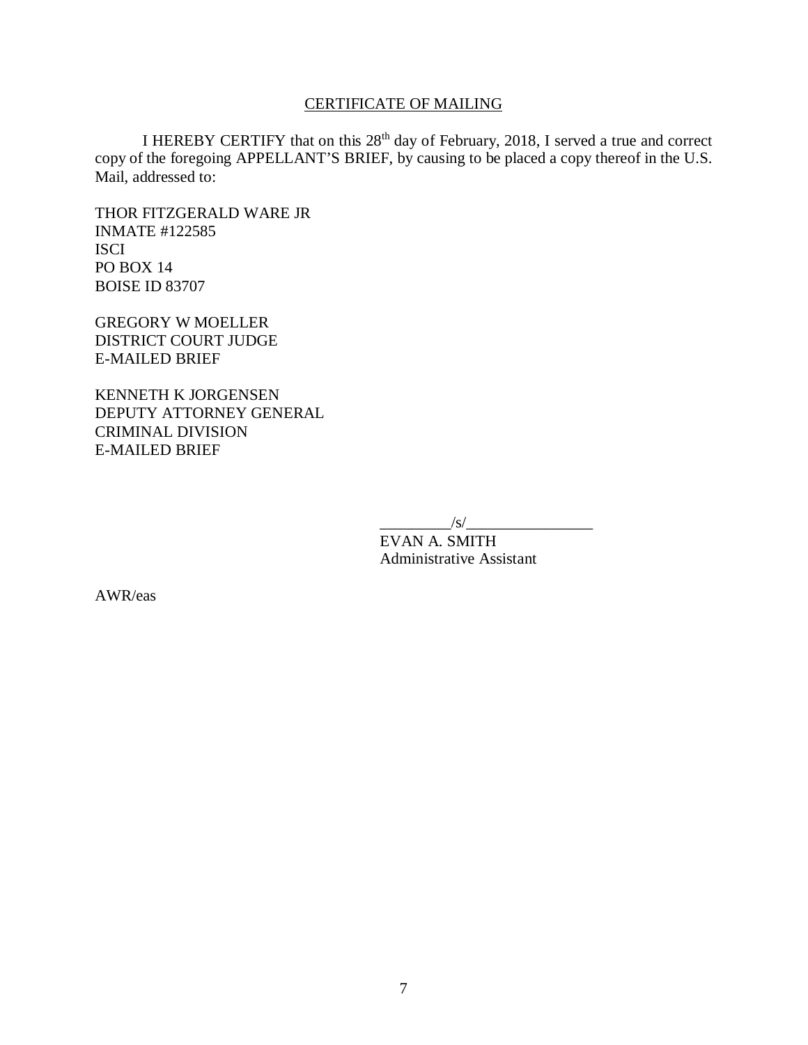## CERTIFICATE OF MAILING

I HEREBY CERTIFY that on this 28th day of February, 2018, I served a true and correct copy of the foregoing APPELLANT'S BRIEF, by causing to be placed a copy thereof in the U.S. Mail, addressed to:

THOR FITZGERALD WARE JR
INMATE #122585
ISCI
PO BOX 14
BOISE ID 83707

GREGORY W MOELLER
DISTRICT COURT JUDGE
E-MAILED BRIEF

KENNETH K JORGENSEN
DEPUTY ATTORNEY GENERAL
CRIMINAL DIVISION
E-MAILED BRIEF

_________/s/________________
EVAN A. SMITH
Administrative Assistant

AWR/eas